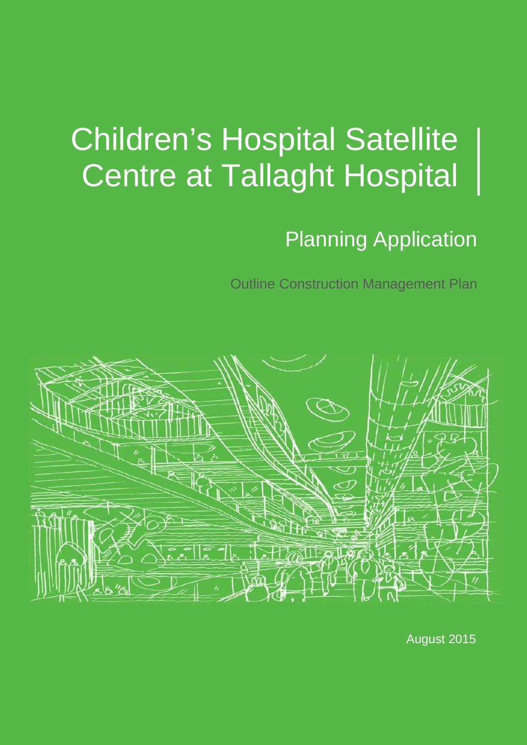# Children's Hospital Satellite Centre at Tallaght Hospital

## Planning Application

Outline Construction Management Plan

August 2015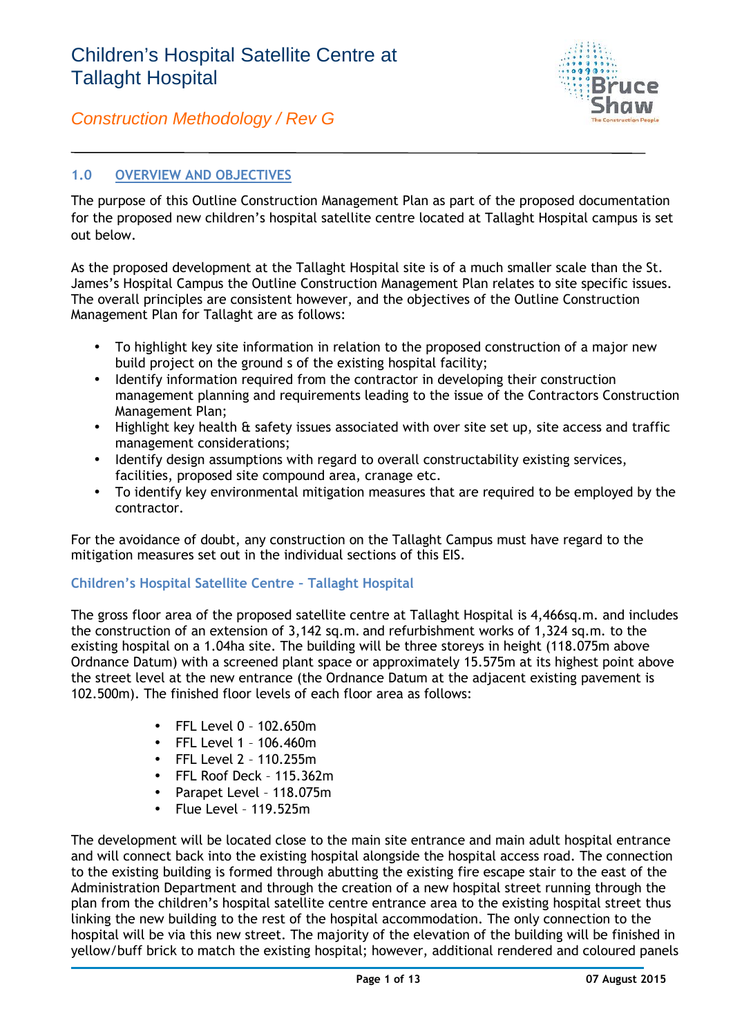## 1.0 OVERVIEW AND OBJECTIVES

The purpose of this Outline Construction Management Plan as part of the proposed documentation for the proposed new children's hospital satellite centre located at Tallaght Hospital campus is set out below.

As the proposed development at the Tallaght Hospital site is of a much smaller scale than the St. James's Hospital Campus the Outline Construction Management Plan relates to site specific issues. The overall principles are consistent however, and the objectives of the Outline Construction Management Plan for Tallaght are as follows:

- To highlight key site information in relation to the proposed construction of a major new build project on the ground s of the existing hospital facility;
- Identify information required from the contractor in developing their construction management planning and requirements leading to the issue of the Contractors Construction Management Plan;
- Highlight key health & safety issues associated with over site set up, site access and traffic management considerations;
- Identify design assumptions with regard to overall constructability existing services, facilities, proposed site compound area, cranage etc.
- To identify key environmental mitigation measures that are required to be employed by the contractor.

For the avoidance of doubt, any construction on the Tallaght Campus must have regard to the mitigation measures set out in the individual sections of this EIS.

### Children's Hospital Satellite Centre – Tallaght Hospital

The gross floor area of the proposed satellite centre at Tallaght Hospital is 4,466sq.m. and includes the construction of an extension of 3,142 sq.m. and refurbishment works of 1,324 sq.m. to the existing hospital on a 1.04ha site. The building will be three storeys in height (118.075m above Ordnance Datum) with a screened plant space or approximately 15.575m at its highest point above the street level at the new entrance (the Ordnance Datum at the adjacent existing pavement is 102.500m). The finished floor levels of each floor area as follows:

- FFL Level 0 – 102.650m
- FFL Level 1 – 106.460m
- FFL Level 2 – 110.255m
- FFL Roof Deck – 115.362m
- Parapet Level – 118.075m
- Flue Level – 119.525m

The development will be located close to the main site entrance and main adult hospital entrance and will connect back into the existing hospital alongside the hospital access road. The connection to the existing building is formed through abutting the existing fire escape stair to the east of the Administration Department and through the creation of a new hospital street running through the plan from the children's hospital satellite centre entrance area to the existing hospital street thus linking the new building to the rest of the hospital accommodation. The only connection to the hospital will be via this new street. The majority of the elevation of the building will be finished in yellow/buff brick to match the existing hospital; however, additional rendered and coloured panels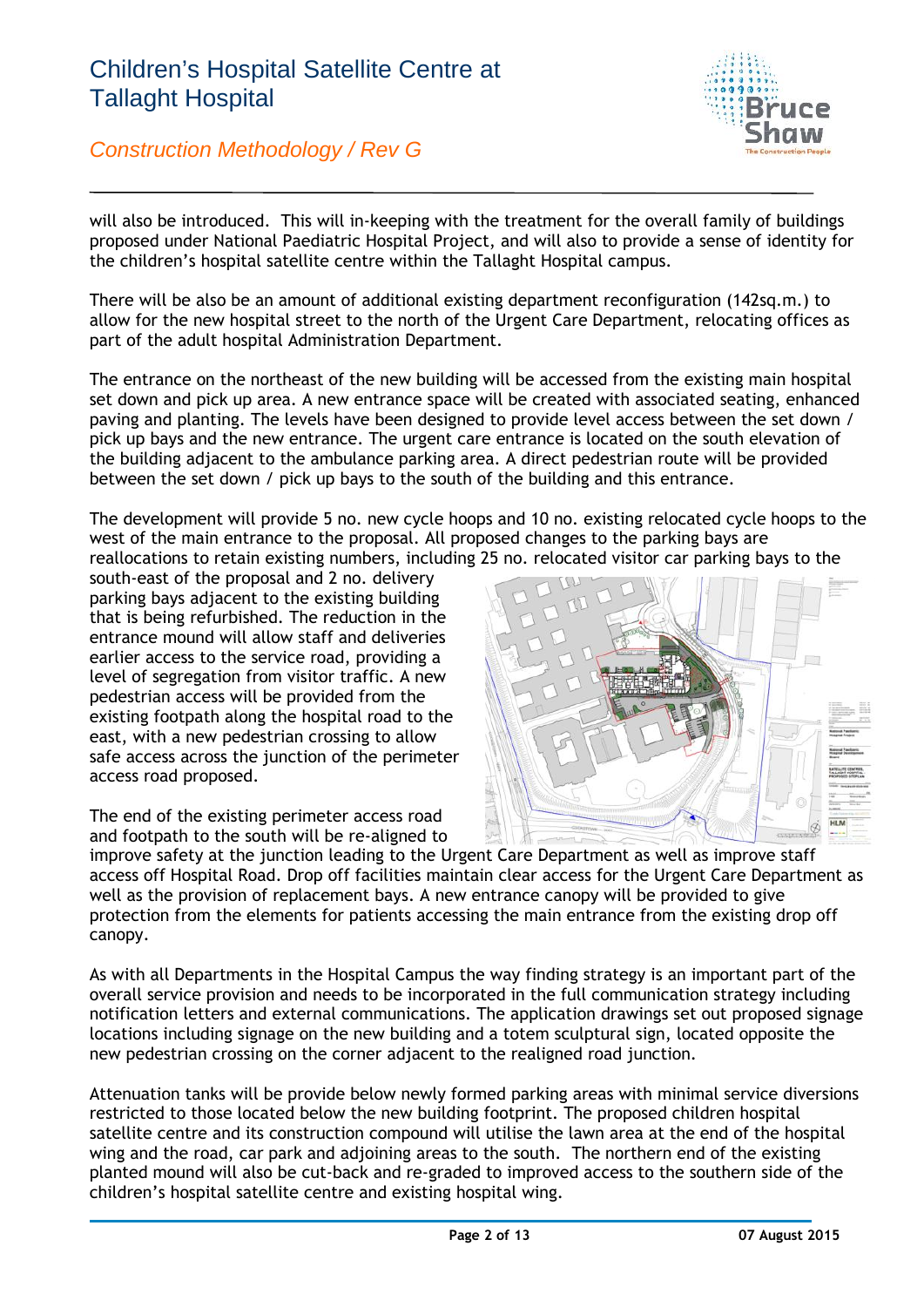will also be introduced. This will in-keeping with the treatment for the overall family of buildings proposed under National Paediatric Hospital Project, and will also to provide a sense of identity for the children's hospital satellite centre within the Tallaght Hospital campus.

There will be also be an amount of additional existing department reconfiguration (142sq.m.) to allow for the new hospital street to the north of the Urgent Care Department, relocating offices as part of the adult hospital Administration Department.

The entrance on the northeast of the new building will be accessed from the existing main hospital set down and pick up area. A new entrance space will be created with associated seating, enhanced paving and planting. The levels have been designed to provide level access between the set down / pick up bays and the new entrance. The urgent care entrance is located on the south elevation of the building adjacent to the ambulance parking area. A direct pedestrian route will be provided between the set down / pick up bays to the south of the building and this entrance.

The development will provide 5 no. new cycle hoops and 10 no. existing relocated cycle hoops to the west of the main entrance to the proposal. All proposed changes to the parking bays are reallocations to retain existing numbers, including 25 no. relocated visitor car parking bays to the south-east of the proposal and 2 no. delivery parking bays adjacent to the existing building that is being refurbished. The reduction in the entrance mound will allow staff and deliveries earlier access to the service road, providing a level of segregation from visitor traffic. A new pedestrian access will be provided from the existing footpath along the hospital road to the east, with a new pedestrian crossing to allow safe access across the junction of the perimeter access road proposed.

The end of the existing perimeter access road and footpath to the south will be re-aligned to improve safety at the junction leading to the Urgent Care Department as well as improve staff access off Hospital Road. Drop off facilities maintain clear access for the Urgent Care Department as well as the provision of replacement bays. A new entrance canopy will be provided to give protection from the elements for patients accessing the main entrance from the existing drop off canopy.

As with all Departments in the Hospital Campus the way finding strategy is an important part of the overall service provision and needs to be incorporated in the full communication strategy including notification letters and external communications. The application drawings set out proposed signage locations including signage on the new building and a totem sculptural sign, located opposite the new pedestrian crossing on the corner adjacent to the realigned road junction.

Attenuation tanks will be provide below newly formed parking areas with minimal service diversions restricted to those located below the new building footprint. The proposed children hospital satellite centre and its construction compound will utilise the lawn area at the end of the hospital wing and the road, car park and adjoining areas to the south. The northern end of the existing planted mound will also be cut-back and re-graded to improved access to the southern side of the children's hospital satellite centre and existing hospital wing.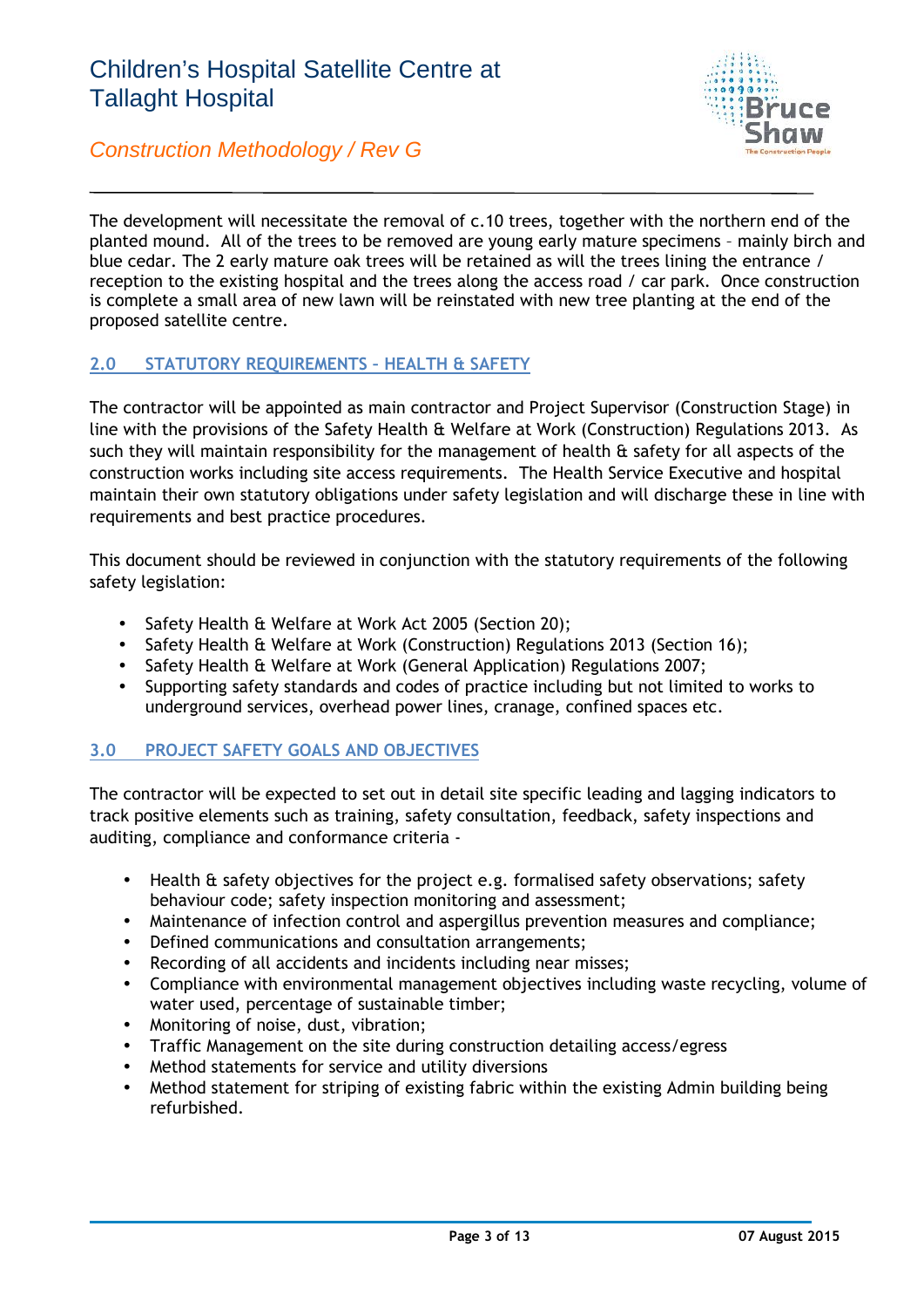The development will necessitate the removal of c.10 trees, together with the northern end of the planted mound. All of the trees to be removed are young early mature specimens – mainly birch and blue cedar. The 2 early mature oak trees will be retained as will the trees lining the entrance / reception to the existing hospital and the trees along the access road / car park. Once construction is complete a small area of new lawn will be reinstated with new tree planting at the end of the proposed satellite centre.

## 2.0 STATUTORY REQUIREMENTS – HEALTH & SAFETY

The contractor will be appointed as main contractor and Project Supervisor (Construction Stage) in line with the provisions of the Safety Health & Welfare at Work (Construction) Regulations 2013. As such they will maintain responsibility for the management of health & safety for all aspects of the construction works including site access requirements. The Health Service Executive and hospital maintain their own statutory obligations under safety legislation and will discharge these in line with requirements and best practice procedures.

This document should be reviewed in conjunction with the statutory requirements of the following safety legislation:

- Safety Health & Welfare at Work Act 2005 (Section 20);
- Safety Health & Welfare at Work (Construction) Regulations 2013 (Section 16);
- Safety Health & Welfare at Work (General Application) Regulations 2007;
- Supporting safety standards and codes of practice including but not limited to works to underground services, overhead power lines, cranage, confined spaces etc.

## 3.0 PROJECT SAFETY GOALS AND OBJECTIVES

The contractor will be expected to set out in detail site specific leading and lagging indicators to track positive elements such as training, safety consultation, feedback, safety inspections and auditing, compliance and conformance criteria -

- Health & safety objectives for the project e.g. formalised safety observations; safety behaviour code; safety inspection monitoring and assessment;
- Maintenance of infection control and aspergillus prevention measures and compliance;
- Defined communications and consultation arrangements;
- Recording of all accidents and incidents including near misses;
- Compliance with environmental management objectives including waste recycling, volume of water used, percentage of sustainable timber;
- Monitoring of noise, dust, vibration;
- Traffic Management on the site during construction detailing access/egress
- Method statements for service and utility diversions
- Method statement for striping of existing fabric within the existing Admin building being refurbished.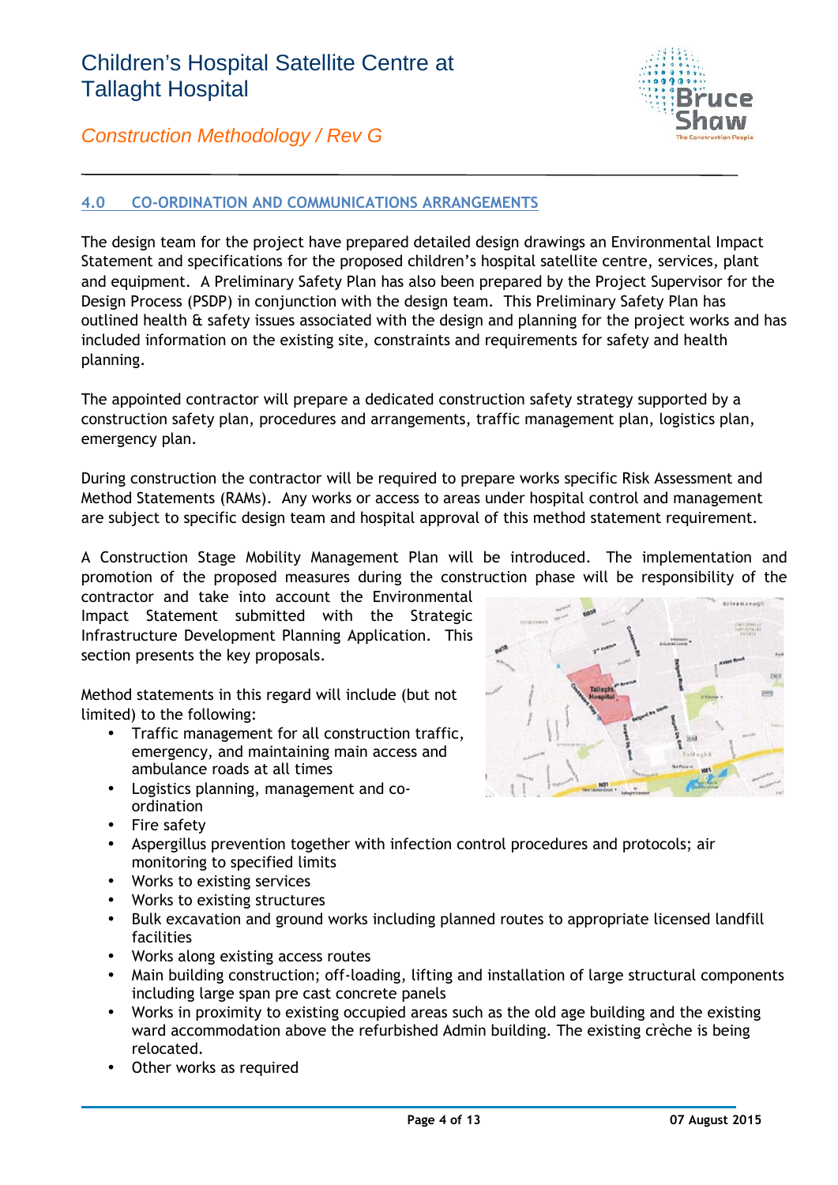## 4.0 CO-ORDINATION AND COMMUNICATIONS ARRANGEMENTS

The design team for the project have prepared detailed design drawings an Environmental Impact Statement and specifications for the proposed children's hospital satellite centre, services, plant and equipment. A Preliminary Safety Plan has also been prepared by the Project Supervisor for the Design Process (PSDP) in conjunction with the design team. This Preliminary Safety Plan has outlined health & safety issues associated with the design and planning for the project works and has included information on the existing site, constraints and requirements for safety and health planning.

The appointed contractor will prepare a dedicated construction safety strategy supported by a construction safety plan, procedures and arrangements, traffic management plan, logistics plan, emergency plan.

During construction the contractor will be required to prepare works specific Risk Assessment and Method Statements (RAMs). Any works or access to areas under hospital control and management are subject to specific design team and hospital approval of this method statement requirement.

A Construction Stage Mobility Management Plan will be introduced. The implementation and promotion of the proposed measures during the construction phase will be responsibility of the contractor and take into account the Environmental Impact Statement submitted with the Strategic Infrastructure Development Planning Application. This section presents the key proposals.

Method statements in this regard will include (but not limited) to the following:

- Traffic management for all construction traffic, emergency, and maintaining main access and ambulance roads at all times
- Logistics planning, management and co-ordination
- Fire safety
- Aspergillus prevention together with infection control procedures and protocols; air monitoring to specified limits
- Works to existing services
- Works to existing structures
- Bulk excavation and ground works including planned routes to appropriate licensed landfill facilities
- Works along existing access routes
- Main building construction; off-loading, lifting and installation of large structural components including large span pre cast concrete panels
- Works in proximity to existing occupied areas such as the old age building and the existing ward accommodation above the refurbished Admin building. The existing crèche is being relocated.
- Other works as required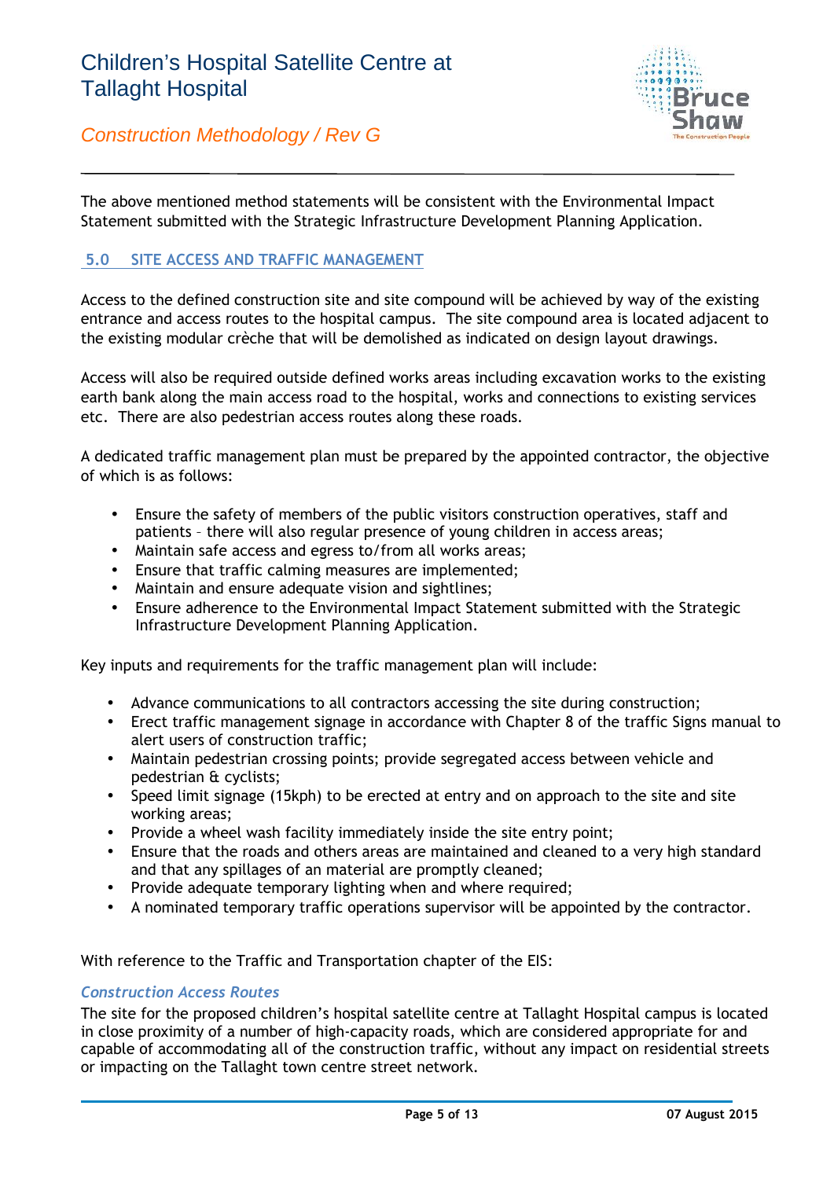The above mentioned method statements will be consistent with the Environmental Impact Statement submitted with the Strategic Infrastructure Development Planning Application.

## 5.0 SITE ACCESS AND TRAFFIC MANAGEMENT

Access to the defined construction site and site compound will be achieved by way of the existing entrance and access routes to the hospital campus. The site compound area is located adjacent to the existing modular crèche that will be demolished as indicated on design layout drawings.

Access will also be required outside defined works areas including excavation works to the existing earth bank along the main access road to the hospital, works and connections to existing services etc. There are also pedestrian access routes along these roads.

A dedicated traffic management plan must be prepared by the appointed contractor, the objective of which is as follows:

- Ensure the safety of members of the public visitors construction operatives, staff and patients – there will also regular presence of young children in access areas;
- Maintain safe access and egress to/from all works areas;
- Ensure that traffic calming measures are implemented;
- Maintain and ensure adequate vision and sightlines;
- Ensure adherence to the Environmental Impact Statement submitted with the Strategic Infrastructure Development Planning Application.

Key inputs and requirements for the traffic management plan will include:

- Advance communications to all contractors accessing the site during construction;
- Erect traffic management signage in accordance with Chapter 8 of the traffic Signs manual to alert users of construction traffic;
- Maintain pedestrian crossing points; provide segregated access between vehicle and pedestrian & cyclists;
- Speed limit signage (15kph) to be erected at entry and on approach to the site and site working areas;
- Provide a wheel wash facility immediately inside the site entry point;
- Ensure that the roads and others areas are maintained and cleaned to a very high standard and that any spillages of an material are promptly cleaned;
- Provide adequate temporary lighting when and where required;
- A nominated temporary traffic operations supervisor will be appointed by the contractor.

With reference to the Traffic and Transportation chapter of the EIS:

### *Construction Access Routes*

The site for the proposed children's hospital satellite centre at Tallaght Hospital campus is located in close proximity of a number of high-capacity roads, which are considered appropriate for and capable of accommodating all of the construction traffic, without any impact on residential streets or impacting on the Tallaght town centre street network.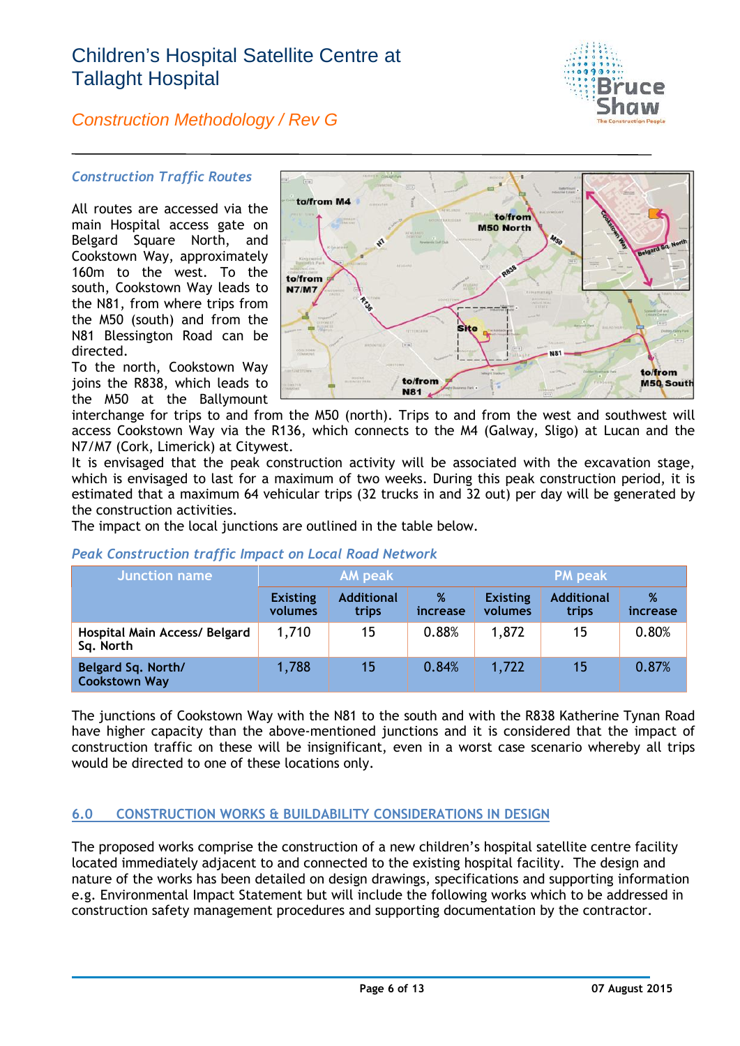### *Construction Traffic Routes*

All routes are accessed via the main Hospital access gate on Belgard Square North, and Cookstown Way, approximately 160m to the west. To the south, Cookstown Way leads to the N81, from where trips from the M50 (south) and from the N81 Blessington Road can be directed.

To the north, Cookstown Way joins the R838, which leads to the M50 at the Ballymount interchange for trips to and from the M50 (north). Trips to and from the west and southwest will access Cookstown Way via the R136, which connects to the M4 (Galway, Sligo) at Lucan and the N7/M7 (Cork, Limerick) at Citywest.

It is envisaged that the peak construction activity will be associated with the excavation stage, which is envisaged to last for a maximum of two weeks. During this peak construction period, it is estimated that a maximum 64 vehicular trips (32 trucks in and 32 out) per day will be generated by the construction activities.

The impact on the local junctions are outlined in the table below.

### *Peak Construction traffic Impact on Local Road Network*

| Junction name | AM peak | | | PM peak | | |
|---|---|---|---|---|---|---|
| | Existing volumes | Additional trips | % increase | Existing volumes | Additional trips | % increase |
| **Hospital Main Access/ Belgard Sq. North** | 1,710 | 15 | 0.88% | 1,872 | 15 | 0.80% |
| **Belgard Sq. North/ Cookstown Way** | 1,788 | 15 | 0.84% | 1,722 | 15 | 0.87% |

The junctions of Cookstown Way with the N81 to the south and with the R838 Katherine Tynan Road have higher capacity than the above-mentioned junctions and it is considered that the impact of construction traffic on these will be insignificant, even in a worst case scenario whereby all trips would be directed to one of these locations only.

## 6.0 CONSTRUCTION WORKS & BUILDABILITY CONSIDERATIONS IN DESIGN

The proposed works comprise the construction of a new children's hospital satellite centre facility located immediately adjacent to and connected to the existing hospital facility. The design and nature of the works has been detailed on design drawings, specifications and supporting information e.g. Environmental Impact Statement but will include the following works which to be addressed in construction safety management procedures and supporting documentation by the contractor.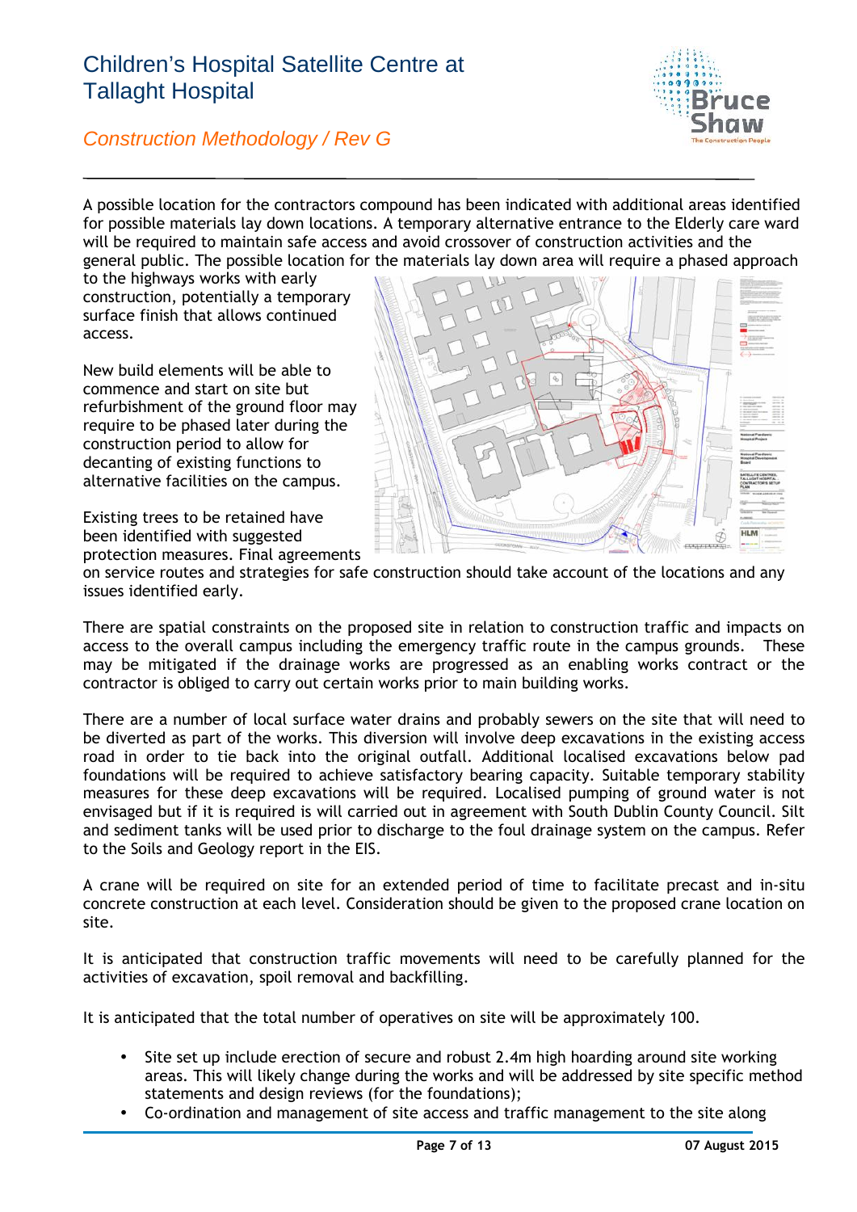A possible location for the contractors compound has been indicated with additional areas identified for possible materials lay down locations. A temporary alternative entrance to the Elderly care ward will be required to maintain safe access and avoid crossover of construction activities and the general public. The possible location for the materials lay down area will require a phased approach to the highways works with early construction, potentially a temporary surface finish that allows continued access.

New build elements will be able to commence and start on site but refurbishment of the ground floor may require to be phased later during the construction period to allow for decanting of existing functions to alternative facilities on the campus.

Existing trees to be retained have been identified with suggested protection measures. Final agreements on service routes and strategies for safe construction should take account of the locations and any issues identified early.

There are spatial constraints on the proposed site in relation to construction traffic and impacts on access to the overall campus including the emergency traffic route in the campus grounds. These may be mitigated if the drainage works are progressed as an enabling works contract or the contractor is obliged to carry out certain works prior to main building works.

There are a number of local surface water drains and probably sewers on the site that will need to be diverted as part of the works. This diversion will involve deep excavations in the existing access road in order to tie back into the original outfall. Additional localised excavations below pad foundations will be required to achieve satisfactory bearing capacity. Suitable temporary stability measures for these deep excavations will be required. Localised pumping of ground water is not envisaged but if it is required is will carried out in agreement with South Dublin County Council. Silt and sediment tanks will be used prior to discharge to the foul drainage system on the campus. Refer to the Soils and Geology report in the EIS.

A crane will be required on site for an extended period of time to facilitate precast and in-situ concrete construction at each level. Consideration should be given to the proposed crane location on site.

It is anticipated that construction traffic movements will need to be carefully planned for the activities of excavation, spoil removal and backfilling.

It is anticipated that the total number of operatives on site will be approximately 100.

- Site set up include erection of secure and robust 2.4m high hoarding around site working areas. This will likely change during the works and will be addressed by site specific method statements and design reviews (for the foundations);
- Co-ordination and management of site access and traffic management to the site along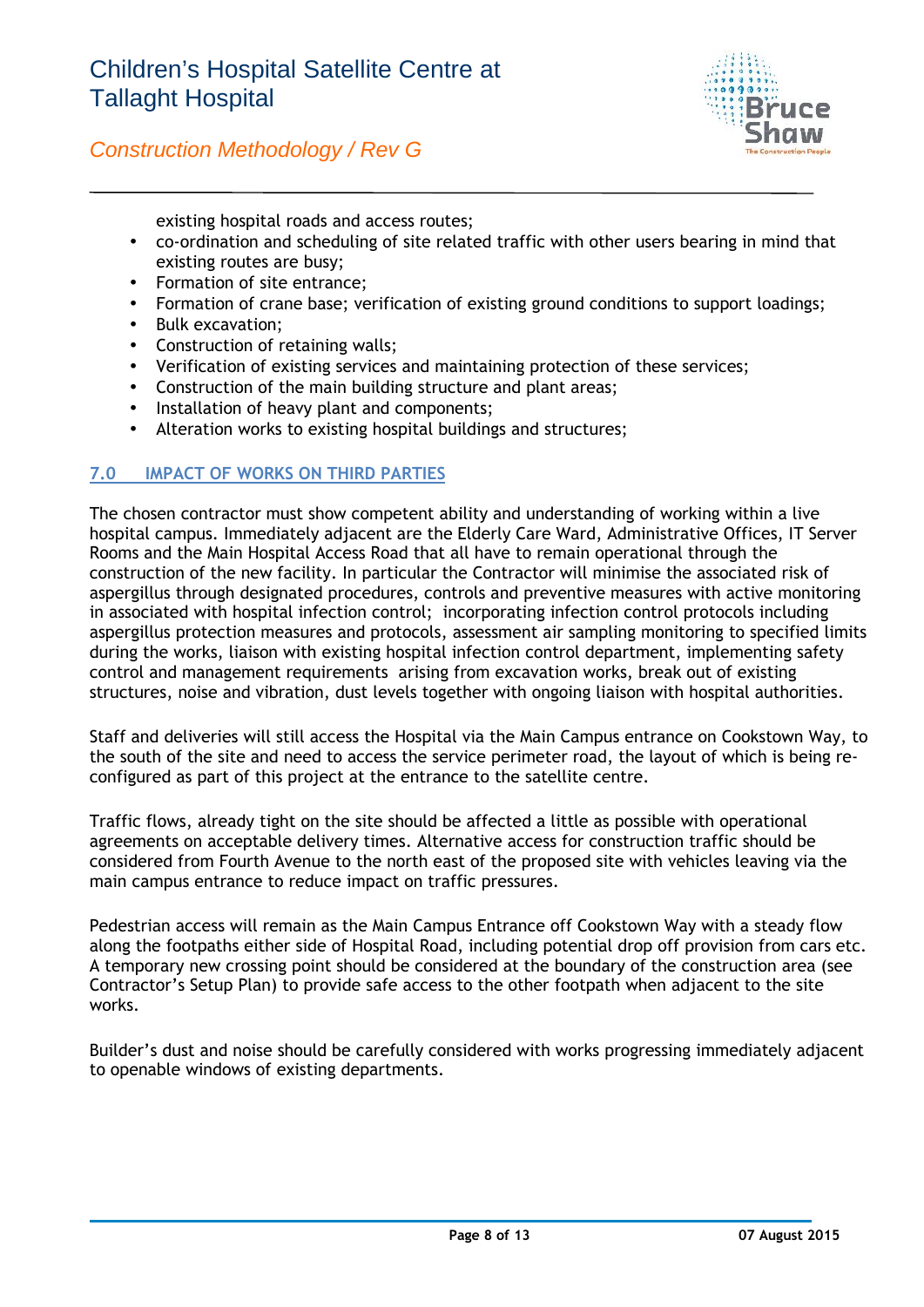existing hospital roads and access routes;

- co-ordination and scheduling of site related traffic with other users bearing in mind that existing routes are busy;
- Formation of site entrance;
- Formation of crane base; verification of existing ground conditions to support loadings;
- Bulk excavation;
- Construction of retaining walls;
- Verification of existing services and maintaining protection of these services;
- Construction of the main building structure and plant areas;
- Installation of heavy plant and components;
- Alteration works to existing hospital buildings and structures;

## 7.0 IMPACT OF WORKS ON THIRD PARTIES

The chosen contractor must show competent ability and understanding of working within a live hospital campus. Immediately adjacent are the Elderly Care Ward, Administrative Offices, IT Server Rooms and the Main Hospital Access Road that all have to remain operational through the construction of the new facility. In particular the Contractor will minimise the associated risk of aspergillus through designated procedures, controls and preventive measures with active monitoring in associated with hospital infection control; incorporating infection control protocols including aspergillus protection measures and protocols, assessment air sampling monitoring to specified limits during the works, liaison with existing hospital infection control department, implementing safety control and management requirements arising from excavation works, break out of existing structures, noise and vibration, dust levels together with ongoing liaison with hospital authorities.

Staff and deliveries will still access the Hospital via the Main Campus entrance on Cookstown Way, to the south of the site and need to access the service perimeter road, the layout of which is being re-configured as part of this project at the entrance to the satellite centre.

Traffic flows, already tight on the site should be affected a little as possible with operational agreements on acceptable delivery times. Alternative access for construction traffic should be considered from Fourth Avenue to the north east of the proposed site with vehicles leaving via the main campus entrance to reduce impact on traffic pressures.

Pedestrian access will remain as the Main Campus Entrance off Cookstown Way with a steady flow along the footpaths either side of Hospital Road, including potential drop off provision from cars etc. A temporary new crossing point should be considered at the boundary of the construction area (see Contractor's Setup Plan) to provide safe access to the other footpath when adjacent to the site works.

Builder's dust and noise should be carefully considered with works progressing immediately adjacent to openable windows of existing departments.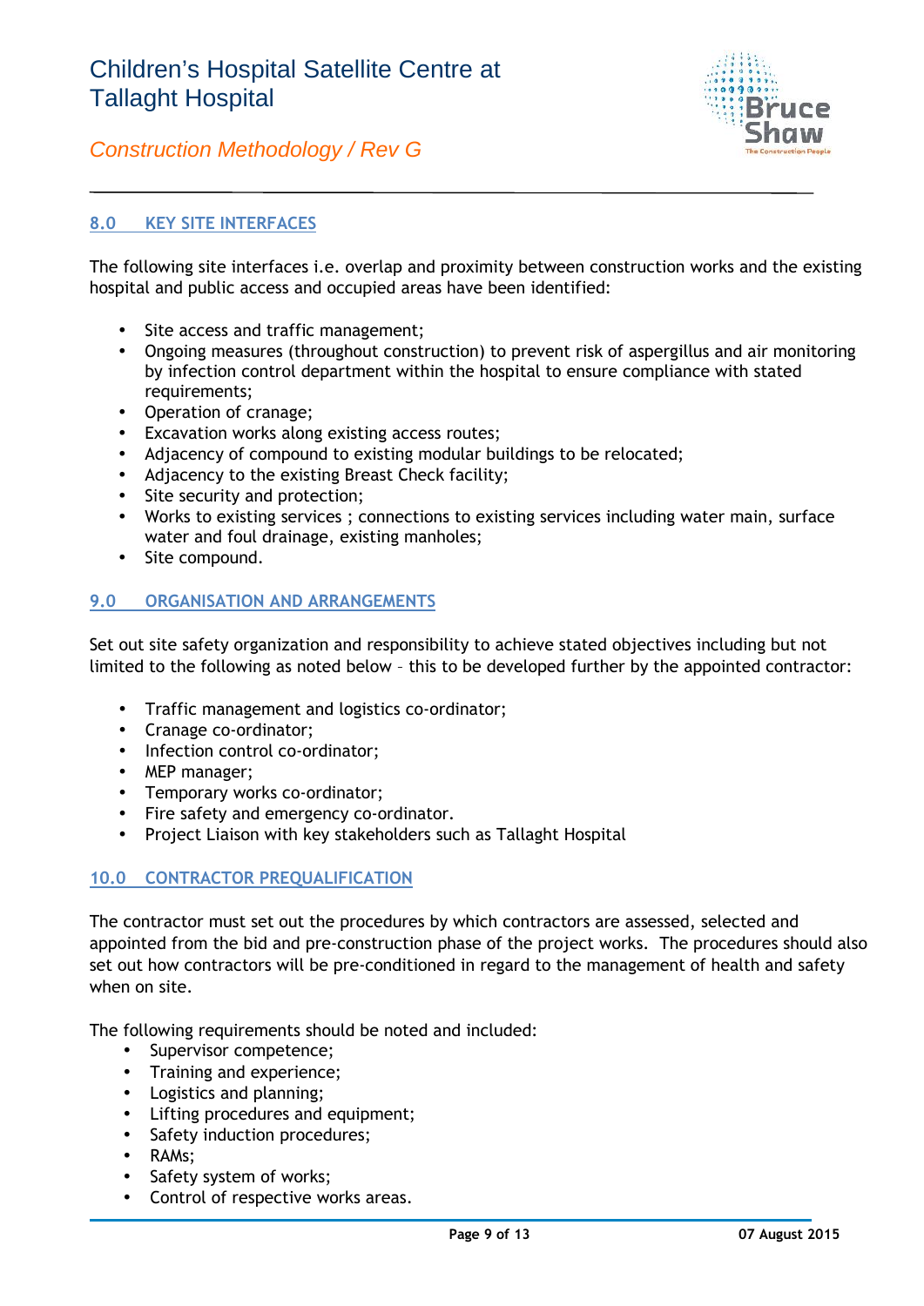## 8.0 KEY SITE INTERFACES

The following site interfaces i.e. overlap and proximity between construction works and the existing hospital and public access and occupied areas have been identified:

- Site access and traffic management;
- Ongoing measures (throughout construction) to prevent risk of aspergillus and air monitoring by infection control department within the hospital to ensure compliance with stated requirements;
- Operation of cranage;
- Excavation works along existing access routes;
- Adjacency of compound to existing modular buildings to be relocated;
- Adjacency to the existing Breast Check facility;
- Site security and protection;
- Works to existing services ; connections to existing services including water main, surface water and foul drainage, existing manholes;
- Site compound.

## 9.0 ORGANISATION AND ARRANGEMENTS

Set out site safety organization and responsibility to achieve stated objectives including but not limited to the following as noted below – this to be developed further by the appointed contractor:

- Traffic management and logistics co-ordinator;
- Cranage co-ordinator;
- Infection control co-ordinator;
- MEP manager;
- Temporary works co-ordinator;
- Fire safety and emergency co-ordinator.
- Project Liaison with key stakeholders such as Tallaght Hospital

## 10.0 CONTRACTOR PREQUALIFICATION

The contractor must set out the procedures by which contractors are assessed, selected and appointed from the bid and pre-construction phase of the project works. The procedures should also set out how contractors will be pre-conditioned in regard to the management of health and safety when on site.

The following requirements should be noted and included:

- Supervisor competence;
- Training and experience;
- Logistics and planning;
- Lifting procedures and equipment;
- Safety induction procedures;
- RAMs;
- Safety system of works;
- Control of respective works areas.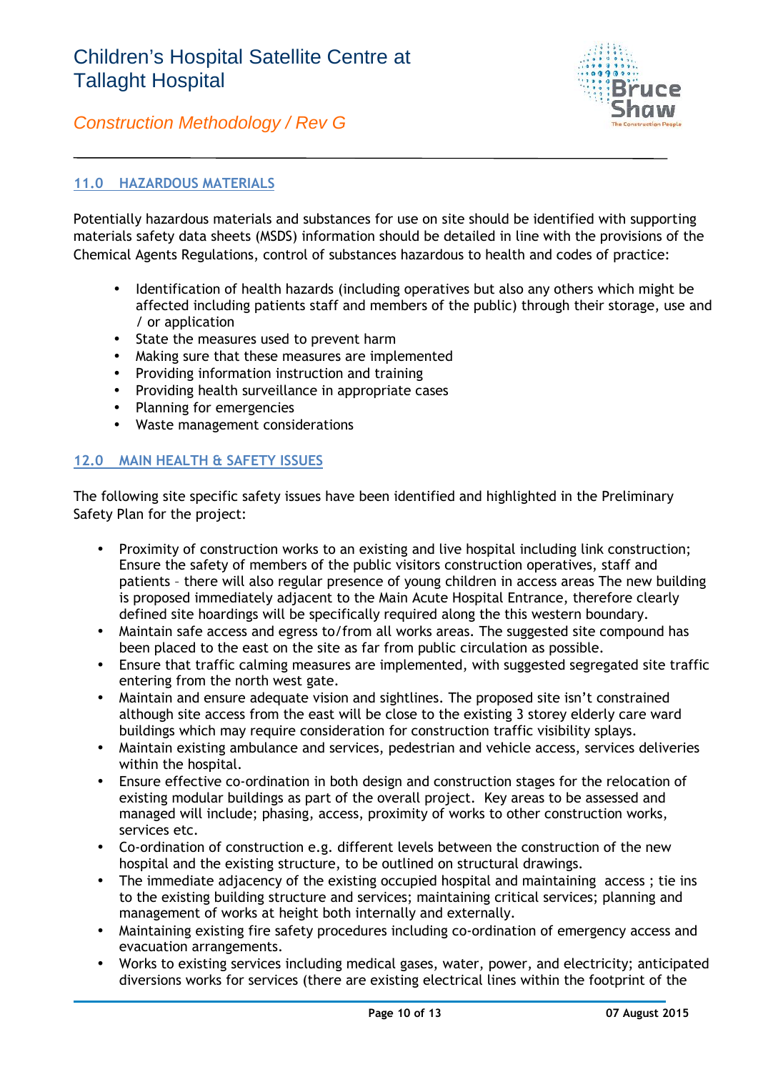## 11.0 HAZARDOUS MATERIALS

Potentially hazardous materials and substances for use on site should be identified with supporting materials safety data sheets (MSDS) information should be detailed in line with the provisions of the Chemical Agents Regulations, control of substances hazardous to health and codes of practice:

- Identification of health hazards (including operatives but also any others which might be affected including patients staff and members of the public) through their storage, use and / or application
- State the measures used to prevent harm
- Making sure that these measures are implemented
- Providing information instruction and training
- Providing health surveillance in appropriate cases
- Planning for emergencies
- Waste management considerations

## 12.0 MAIN HEALTH & SAFETY ISSUES

The following site specific safety issues have been identified and highlighted in the Preliminary Safety Plan for the project:

- Proximity of construction works to an existing and live hospital including link construction; Ensure the safety of members of the public visitors construction operatives, staff and patients – there will also regular presence of young children in access areas The new building is proposed immediately adjacent to the Main Acute Hospital Entrance, therefore clearly defined site hoardings will be specifically required along the this western boundary.
- Maintain safe access and egress to/from all works areas. The suggested site compound has been placed to the east on the site as far from public circulation as possible.
- Ensure that traffic calming measures are implemented, with suggested segregated site traffic entering from the north west gate.
- Maintain and ensure adequate vision and sightlines. The proposed site isn't constrained although site access from the east will be close to the existing 3 storey elderly care ward buildings which may require consideration for construction traffic visibility splays.
- Maintain existing ambulance and services, pedestrian and vehicle access, services deliveries within the hospital.
- Ensure effective co-ordination in both design and construction stages for the relocation of existing modular buildings as part of the overall project. Key areas to be assessed and managed will include; phasing, access, proximity of works to other construction works, services etc.
- Co-ordination of construction e.g. different levels between the construction of the new hospital and the existing structure, to be outlined on structural drawings.
- The immediate adjacency of the existing occupied hospital and maintaining access ; tie ins to the existing building structure and services; maintaining critical services; planning and management of works at height both internally and externally.
- Maintaining existing fire safety procedures including co-ordination of emergency access and evacuation arrangements.
- Works to existing services including medical gases, water, power, and electricity; anticipated diversions works for services (there are existing electrical lines within the footprint of the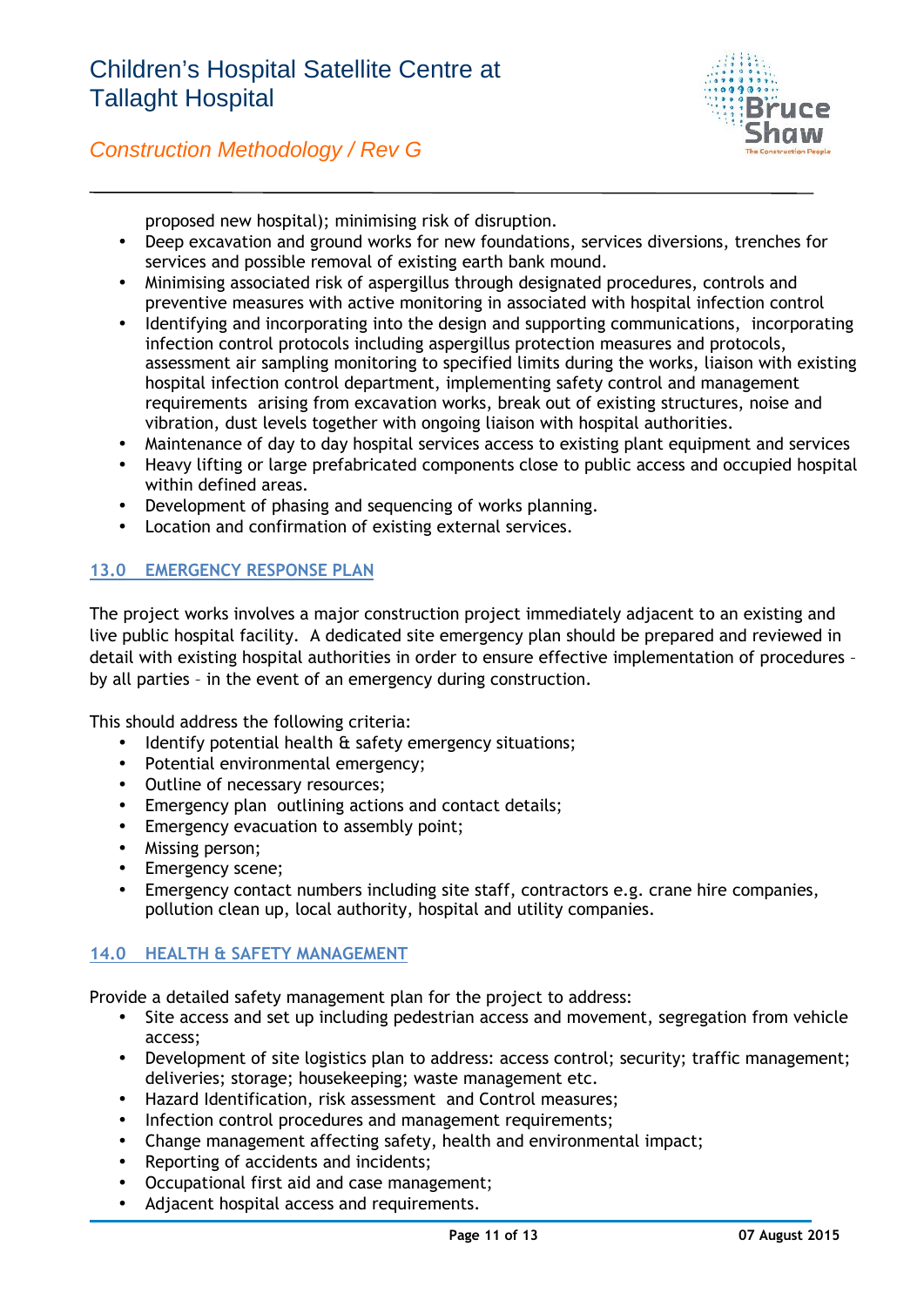proposed new hospital); minimising risk of disruption.

- Deep excavation and ground works for new foundations, services diversions, trenches for services and possible removal of existing earth bank mound.
- Minimising associated risk of aspergillus through designated procedures, controls and preventive measures with active monitoring in associated with hospital infection control
- Identifying and incorporating into the design and supporting communications, incorporating infection control protocols including aspergillus protection measures and protocols, assessment air sampling monitoring to specified limits during the works, liaison with existing hospital infection control department, implementing safety control and management requirements arising from excavation works, break out of existing structures, noise and vibration, dust levels together with ongoing liaison with hospital authorities.
- Maintenance of day to day hospital services access to existing plant equipment and services
- Heavy lifting or large prefabricated components close to public access and occupied hospital within defined areas.
- Development of phasing and sequencing of works planning.
- Location and confirmation of existing external services.

## 13.0 EMERGENCY RESPONSE PLAN

The project works involves a major construction project immediately adjacent to an existing and live public hospital facility. A dedicated site emergency plan should be prepared and reviewed in detail with existing hospital authorities in order to ensure effective implementation of procedures – by all parties – in the event of an emergency during construction.

This should address the following criteria:

- Identify potential health & safety emergency situations;
- Potential environmental emergency;
- Outline of necessary resources;
- Emergency plan outlining actions and contact details;
- Emergency evacuation to assembly point;
- Missing person;
- Emergency scene;
- Emergency contact numbers including site staff, contractors e.g. crane hire companies, pollution clean up, local authority, hospital and utility companies.

## 14.0 HEALTH & SAFETY MANAGEMENT

Provide a detailed safety management plan for the project to address:

- Site access and set up including pedestrian access and movement, segregation from vehicle access;
- Development of site logistics plan to address: access control; security; traffic management; deliveries; storage; housekeeping; waste management etc.
- Hazard Identification, risk assessment and Control measures;
- Infection control procedures and management requirements;
- Change management affecting safety, health and environmental impact;
- Reporting of accidents and incidents;
- Occupational first aid and case management;
- Adjacent hospital access and requirements.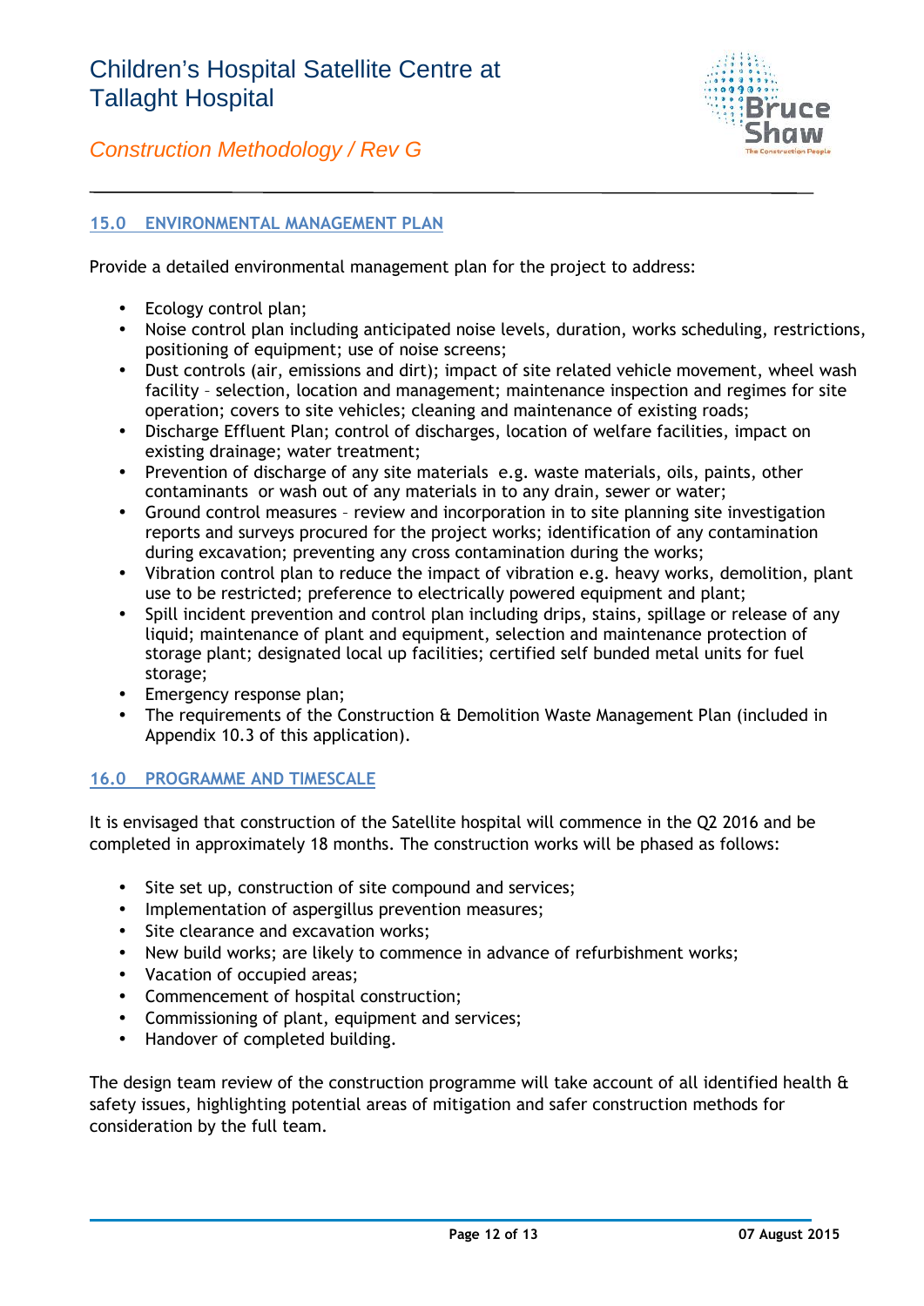## 15.0 ENVIRONMENTAL MANAGEMENT PLAN

Provide a detailed environmental management plan for the project to address:

- Ecology control plan;
- Noise control plan including anticipated noise levels, duration, works scheduling, restrictions, positioning of equipment; use of noise screens;
- Dust controls (air, emissions and dirt); impact of site related vehicle movement, wheel wash facility – selection, location and management; maintenance inspection and regimes for site operation; covers to site vehicles; cleaning and maintenance of existing roads;
- Discharge Effluent Plan; control of discharges, location of welfare facilities, impact on existing drainage; water treatment;
- Prevention of discharge of any site materials e.g. waste materials, oils, paints, other contaminants or wash out of any materials in to any drain, sewer or water;
- Ground control measures – review and incorporation in to site planning site investigation reports and surveys procured for the project works; identification of any contamination during excavation; preventing any cross contamination during the works;
- Vibration control plan to reduce the impact of vibration e.g. heavy works, demolition, plant use to be restricted; preference to electrically powered equipment and plant;
- Spill incident prevention and control plan including drips, stains, spillage or release of any liquid; maintenance of plant and equipment, selection and maintenance protection of storage plant; designated local up facilities; certified self bunded metal units for fuel storage;
- Emergency response plan;
- The requirements of the Construction & Demolition Waste Management Plan (included in Appendix 10.3 of this application).

## 16.0 PROGRAMME AND TIMESCALE

It is envisaged that construction of the Satellite hospital will commence in the Q2 2016 and be completed in approximately 18 months. The construction works will be phased as follows:

- Site set up, construction of site compound and services;
- Implementation of aspergillus prevention measures;
- Site clearance and excavation works;
- New build works; are likely to commence in advance of refurbishment works;
- Vacation of occupied areas;
- Commencement of hospital construction;
- Commissioning of plant, equipment and services;
- Handover of completed building.

The design team review of the construction programme will take account of all identified health & safety issues, highlighting potential areas of mitigation and safer construction methods for consideration by the full team.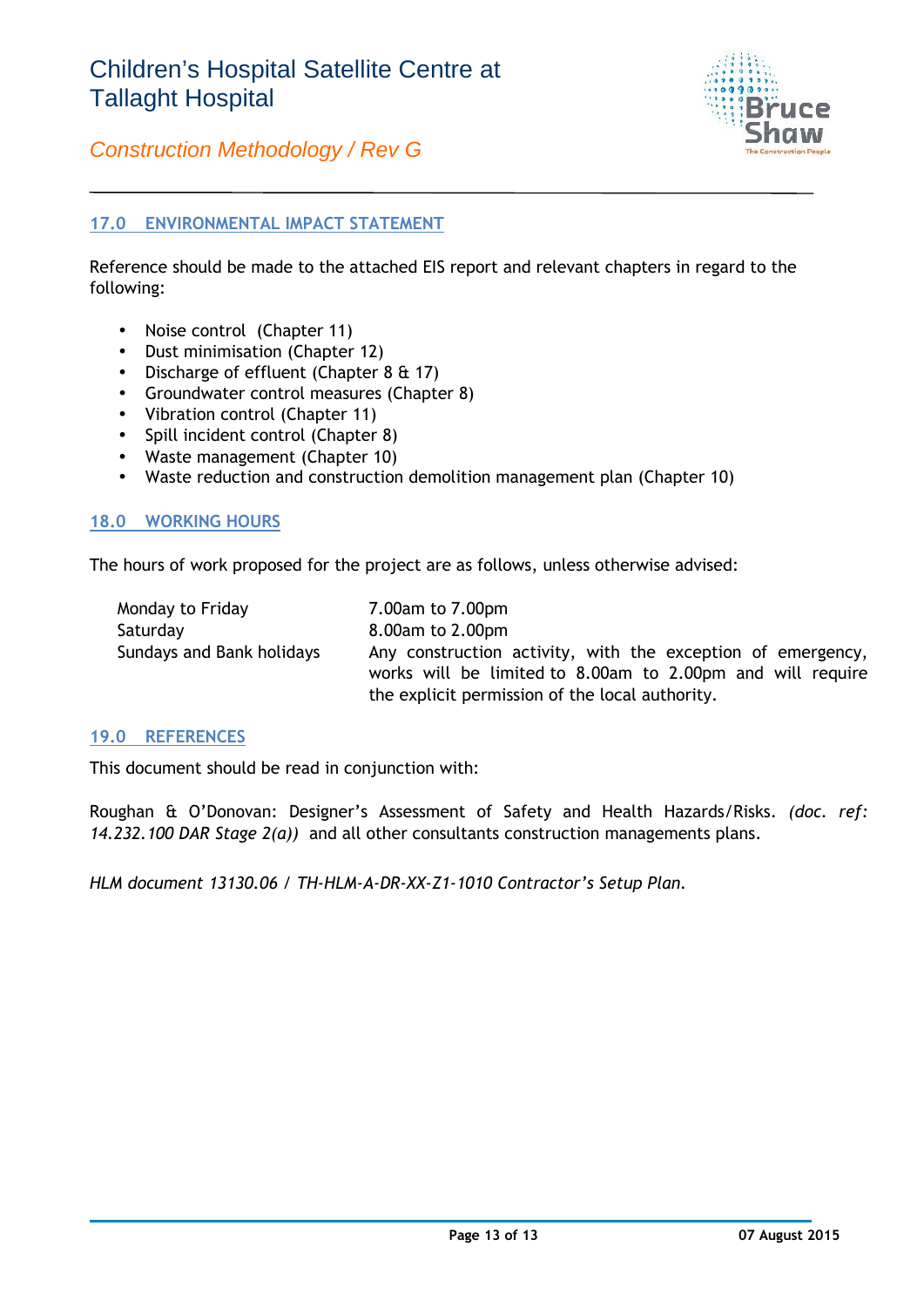## 17.0 ENVIRONMENTAL IMPACT STATEMENT

Reference should be made to the attached EIS report and relevant chapters in regard to the following:

- Noise control (Chapter 11)
- Dust minimisation (Chapter 12)
- Discharge of effluent (Chapter 8 & 17)
- Groundwater control measures (Chapter 8)
- Vibration control (Chapter 11)
- Spill incident control (Chapter 8)
- Waste management (Chapter 10)
- Waste reduction and construction demolition management plan (Chapter 10)

## 18.0 WORKING HOURS

The hours of work proposed for the project are as follows, unless otherwise advised:

| | |
|---|---|
| Monday to Friday | 7.00am to 7.00pm |
| Saturday | 8.00am to 2.00pm |
| Sundays and Bank holidays | Any construction activity, with the exception of emergency, works will be limited to 8.00am to 2.00pm and will require the explicit permission of the local authority. |

## 19.0 REFERENCES

This document should be read in conjunction with:

Roughan & O'Donovan: Designer's Assessment of Safety and Health Hazards/Risks. *(doc. ref: 14.232.100 DAR Stage 2(a))* and all other consultants construction managements plans.

*HLM document 13130.06 / TH-HLM-A-DR-XX-Z1-1010 Contractor's Setup Plan.*